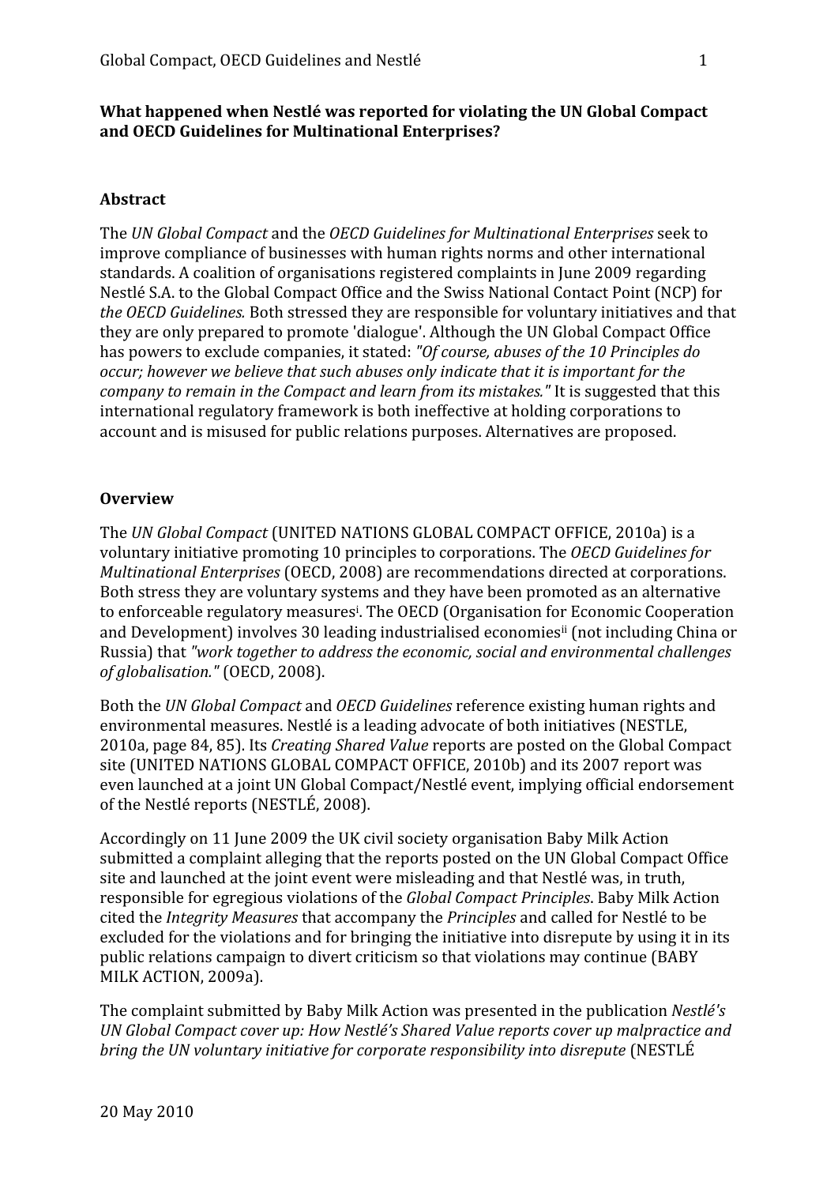**What happened when Nestlé was reported for violating the UN Global Compact and OECD Guidelines for Multinational Enterprises?**

**Abstract**

The *UN Global Compact* and the *OECD Guidelines for Multinational Enterprises* seek to improve compliance of businesses with human rights norms and other international standards. A coalition of organisations registered complaints in June 2009 regarding Nestlé S.A. to the Global Compact Office and the Swiss National Contact Point (NCP) for *the OECD Guidelines.* Both stressed they are responsible for voluntary initiatives and that they are only prepared to promote 'dialogue'. Although the UN Global Compact Office has powers to exclude companies, it stated: *"Of course, abuses of the 10 Principles do occur; however we believe that such abuses only indicate that it is important for the company to remain in the Compact and learn from its mistakes."* It is suggested that this international regulatory framework is both ineffective at holding corporations to account and is misused for public relations purposes. Alternatives are proposed.

**Overview**

The *UN Global Compact* (UNITED NATIONS GLOBAL COMPACT OFFICE, 2010a) is a voluntary initiative promoting 10 principles to corporations. The *OECD Guidelines for Multinational Enterprises* (OECD, 2008) are recommendations directed at corporations. Both stress they are voluntary systems and they have been promoted as an alternative to enforceable regulatory measures[i]. The OECD (Organisation for Economic Cooperation and Development) involves 30 leading industrialised economies[ii] (not including China or Russia) that *"work together to address the economic, social and environmental challenges of globalisation."* (OECD, 2008).

Both the *UN Global Compact* and *OECD Guidelines* reference existing human rights and environmental measures. Nestlé is a leading advocate of both initiatives (NESTLE, 2010a, page 84, 85). Its *Creating Shared Value* reports are posted on the Global Compact site (UNITED NATIONS GLOBAL COMPACT OFFICE, 2010b) and its 2007 report was even launched at a joint UN Global Compact/Nestlé event, implying official endorsement of the Nestlé reports (NESTLÉ, 2008).

Accordingly on 11 June 2009 the UK civil society organisation Baby Milk Action submitted a complaint alleging that the reports posted on the UN Global Compact Office site and launched at the joint event were misleading and that Nestlé was, in truth, responsible for egregious violations of the *Global Compact Principles*. Baby Milk Action cited the *Integrity Measures* that accompany the *Principles* and called for Nestlé to be excluded for the violations and for bringing the initiative into disrepute by using it in its public relations campaign to divert criticism so that violations may continue (BABY MILK ACTION, 2009a).

The complaint submitted by Baby Milk Action was presented in the publication *Nestlé's UN Global Compact cover up: How Nestlé's Shared Value reports cover up malpractice and bring the UN voluntary initiative for corporate responsibility into disrepute* (NESTLÉ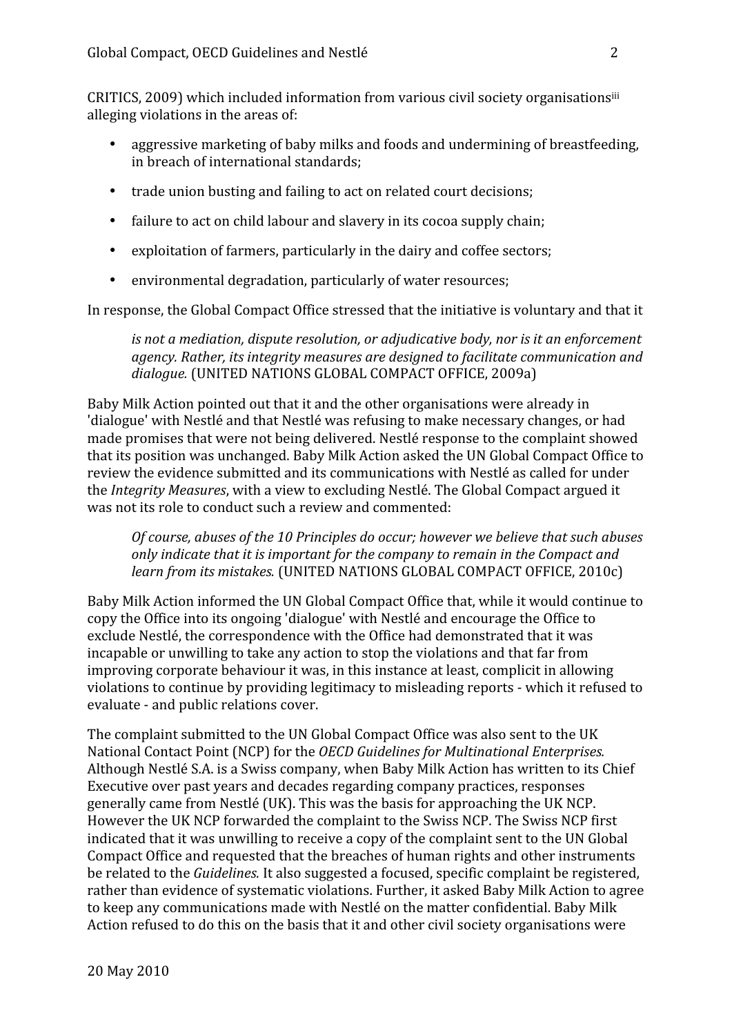CRITICS, 2009) which included information from various civil society organisations[iii] alleging violations in the areas of:

- aggressive marketing of baby milks and foods and undermining of breastfeeding, in breach of international standards;
- trade union busting and failing to act on related court decisions;
- failure to act on child labour and slavery in its cocoa supply chain;
- exploitation of farmers, particularly in the dairy and coffee sectors;
- environmental degradation, particularly of water resources;

In response, the Global Compact Office stressed that the initiative is voluntary and that it

> *is not a mediation, dispute resolution, or adjudicative body, nor is it an enforcement agency. Rather, its integrity measures are designed to facilitate communication and dialogue.* (UNITED NATIONS GLOBAL COMPACT OFFICE, 2009a)

Baby Milk Action pointed out that it and the other organisations were already in 'dialogue' with Nestlé and that Nestlé was refusing to make necessary changes, or had made promises that were not being delivered. Nestlé response to the complaint showed that its position was unchanged. Baby Milk Action asked the UN Global Compact Office to review the evidence submitted and its communications with Nestlé as called for under the *Integrity Measures*, with a view to excluding Nestlé. The Global Compact argued it was not its role to conduct such a review and commented:

> *Of course, abuses of the 10 Principles do occur; however we believe that such abuses only indicate that it is important for the company to remain in the Compact and learn from its mistakes.* (UNITED NATIONS GLOBAL COMPACT OFFICE, 2010c)

Baby Milk Action informed the UN Global Compact Office that, while it would continue to copy the Office into its ongoing 'dialogue' with Nestlé and encourage the Office to exclude Nestlé, the correspondence with the Office had demonstrated that it was incapable or unwilling to take any action to stop the violations and that far from improving corporate behaviour it was, in this instance at least, complicit in allowing violations to continue by providing legitimacy to misleading reports - which it refused to evaluate - and public relations cover.

The complaint submitted to the UN Global Compact Office was also sent to the UK National Contact Point (NCP) for the *OECD Guidelines for Multinational Enterprises.* Although Nestlé S.A. is a Swiss company, when Baby Milk Action has written to its Chief Executive over past years and decades regarding company practices, responses generally came from Nestlé (UK). This was the basis for approaching the UK NCP. However the UK NCP forwarded the complaint to the Swiss NCP. The Swiss NCP first indicated that it was unwilling to receive a copy of the complaint sent to the UN Global Compact Office and requested that the breaches of human rights and other instruments be related to the *Guidelines.* It also suggested a focused, specific complaint be registered, rather than evidence of systematic violations. Further, it asked Baby Milk Action to agree to keep any communications made with Nestlé on the matter confidential. Baby Milk Action refused to do this on the basis that it and other civil society organisations were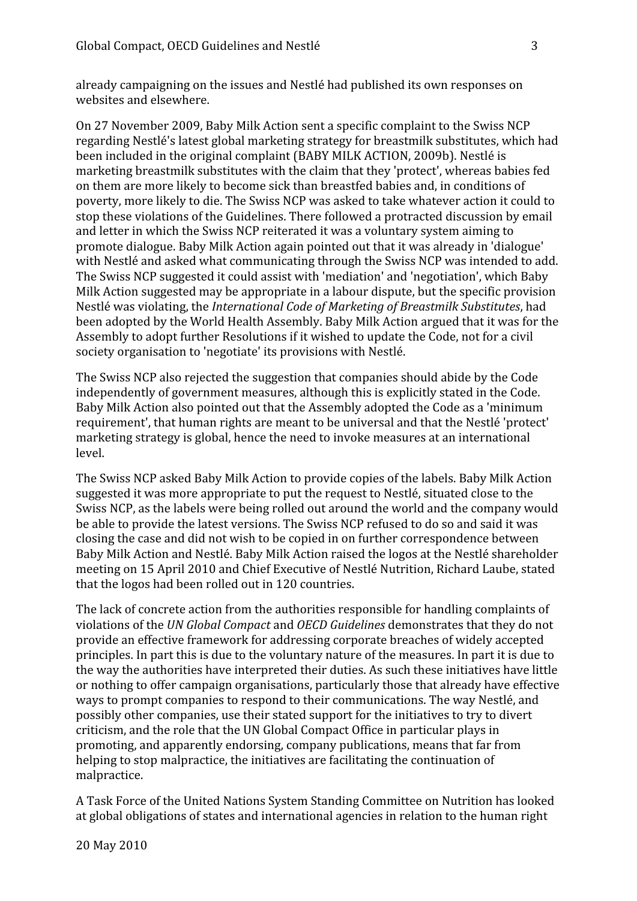already campaigning on the issues and Nestlé had published its own responses on websites and elsewhere.

On 27 November 2009, Baby Milk Action sent a specific complaint to the Swiss NCP regarding Nestlé's latest global marketing strategy for breastmilk substitutes, which had been included in the original complaint (BABY MILK ACTION, 2009b). Nestlé is marketing breastmilk substitutes with the claim that they 'protect', whereas babies fed on them are more likely to become sick than breastfed babies and, in conditions of poverty, more likely to die. The Swiss NCP was asked to take whatever action it could to stop these violations of the Guidelines. There followed a protracted discussion by email and letter in which the Swiss NCP reiterated it was a voluntary system aiming to promote dialogue. Baby Milk Action again pointed out that it was already in 'dialogue' with Nestlé and asked what communicating through the Swiss NCP was intended to add. The Swiss NCP suggested it could assist with 'mediation' and 'negotiation', which Baby Milk Action suggested may be appropriate in a labour dispute, but the specific provision Nestlé was violating, the *International Code of Marketing of Breastmilk Substitutes*, had been adopted by the World Health Assembly. Baby Milk Action argued that it was for the Assembly to adopt further Resolutions if it wished to update the Code, not for a civil society organisation to 'negotiate' its provisions with Nestlé.

The Swiss NCP also rejected the suggestion that companies should abide by the Code independently of government measures, although this is explicitly stated in the Code. Baby Milk Action also pointed out that the Assembly adopted the Code as a 'minimum requirement', that human rights are meant to be universal and that the Nestlé 'protect' marketing strategy is global, hence the need to invoke measures at an international level.

The Swiss NCP asked Baby Milk Action to provide copies of the labels. Baby Milk Action suggested it was more appropriate to put the request to Nestlé, situated close to the Swiss NCP, as the labels were being rolled out around the world and the company would be able to provide the latest versions. The Swiss NCP refused to do so and said it was closing the case and did not wish to be copied in on further correspondence between Baby Milk Action and Nestlé. Baby Milk Action raised the logos at the Nestlé shareholder meeting on 15 April 2010 and Chief Executive of Nestlé Nutrition, Richard Laube, stated that the logos had been rolled out in 120 countries.

The lack of concrete action from the authorities responsible for handling complaints of violations of the *UN Global Compact* and *OECD Guidelines* demonstrates that they do not provide an effective framework for addressing corporate breaches of widely accepted principles. In part this is due to the voluntary nature of the measures. In part it is due to the way the authorities have interpreted their duties. As such these initiatives have little or nothing to offer campaign organisations, particularly those that already have effective ways to prompt companies to respond to their communications. The way Nestlé, and possibly other companies, use their stated support for the initiatives to try to divert criticism, and the role that the UN Global Compact Office in particular plays in promoting, and apparently endorsing, company publications, means that far from helping to stop malpractice, the initiatives are facilitating the continuation of malpractice.

A Task Force of the United Nations System Standing Committee on Nutrition has looked at global obligations of states and international agencies in relation to the human right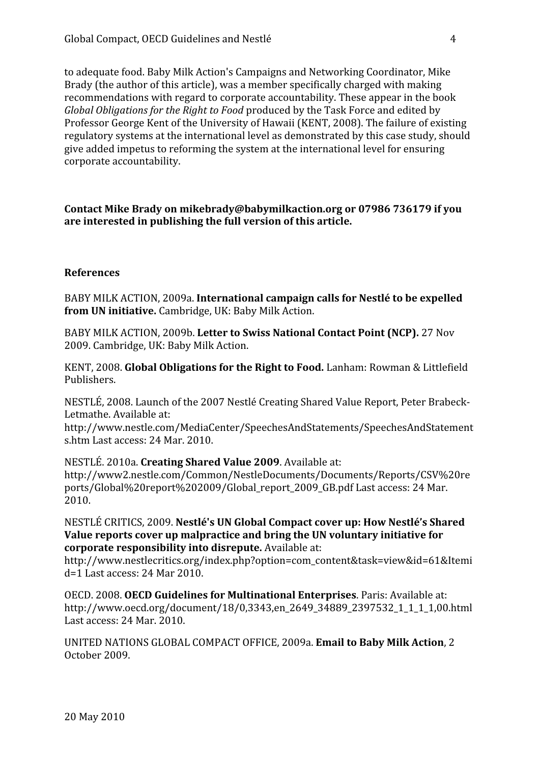to adequate food. Baby Milk Action's Campaigns and Networking Coordinator, Mike Brady (the author of this article), was a member specifically charged with making recommendations with regard to corporate accountability. These appear in the book *Global Obligations for the Right to Food* produced by the Task Force and edited by Professor George Kent of the University of Hawaii (KENT, 2008). The failure of existing regulatory systems at the international level as demonstrated by this case study, should give added impetus to reforming the system at the international level for ensuring corporate accountability.

**Contact Mike Brady on mikebrady@babymilkaction.org or 07986 736179 if you are interested in publishing the full version of this article.**

## References

BABY MILK ACTION, 2009a. **International campaign calls for Nestlé to be expelled from UN initiative.** Cambridge, UK: Baby Milk Action.

BABY MILK ACTION, 2009b. **Letter to Swiss National Contact Point (NCP).** 27 Nov 2009. Cambridge, UK: Baby Milk Action.

KENT, 2008. **Global Obligations for the Right to Food.** Lanham: Rowman & Littlefield Publishers.

NESTLÉ, 2008. Launch of the 2007 Nestlé Creating Shared Value Report, Peter Brabeck-Letmathe. Available at: http://www.nestle.com/MediaCenter/SpeechesAndStatements/SpeechesAndStatements.htm Last access: 24 Mar. 2010.

NESTLÉ. 2010a. **Creating Shared Value 2009**. Available at: http://www2.nestle.com/Common/NestleDocuments/Documents/Reports/CSV%20reports/Global%20report%202009/Global_report_2009_GB.pdf Last access: 24 Mar. 2010.

NESTLÉ CRITICS, 2009. **Nestlé's UN Global Compact cover up: How Nestlé's Shared Value reports cover up malpractice and bring the UN voluntary initiative for corporate responsibility into disrepute.** Available at: http://www.nestlecritics.org/index.php?option=com_content&task=view&id=61&Itemid=1 Last access: 24 Mar 2010.

OECD. 2008. **OECD Guidelines for Multinational Enterprises**. Paris: Available at: http://www.oecd.org/document/18/0,3343,en_2649_34889_2397532_1_1_1_1,00.html Last access: 24 Mar. 2010.

UNITED NATIONS GLOBAL COMPACT OFFICE, 2009a. **Email to Baby Milk Action**, 2 October 2009.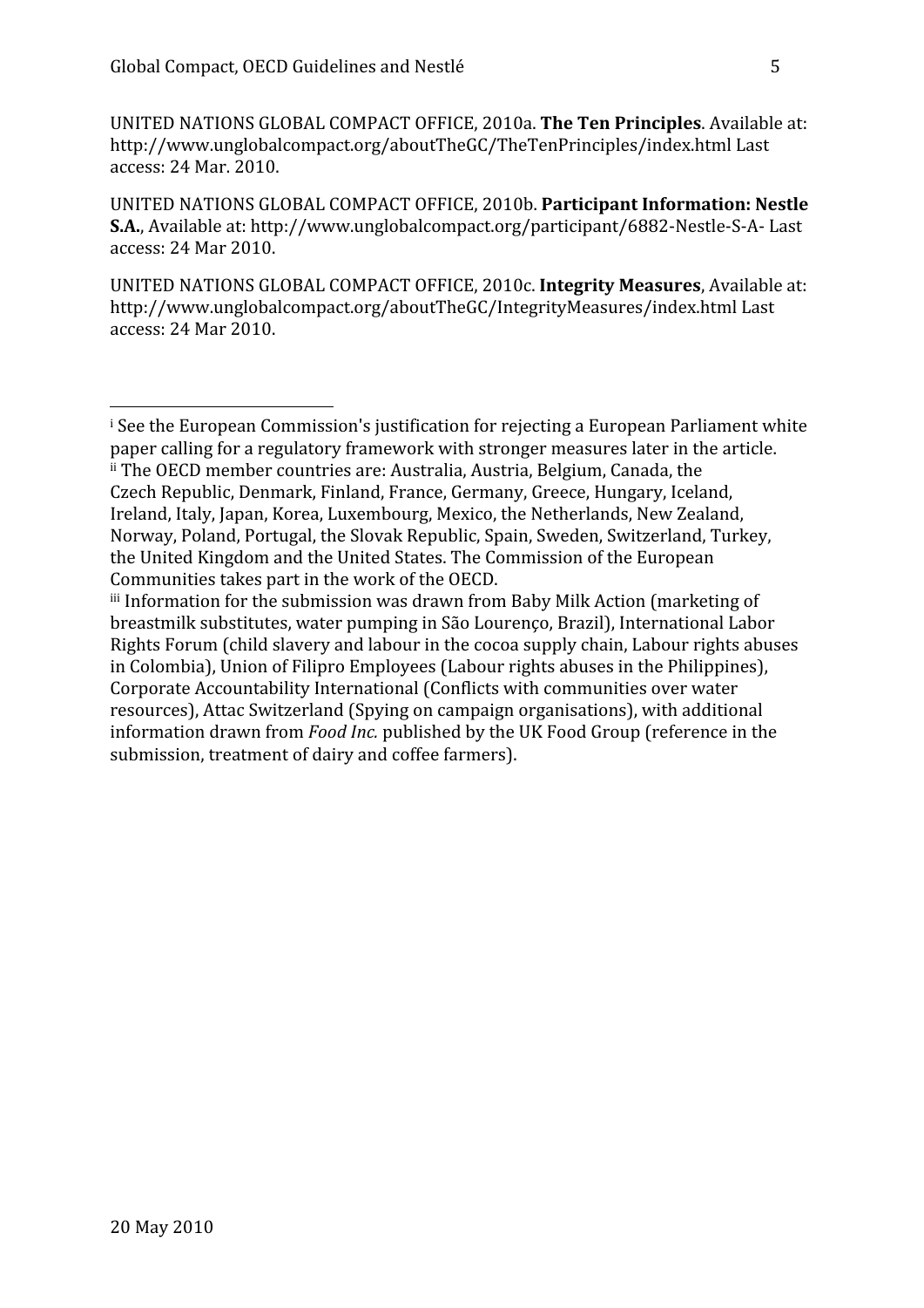UNITED NATIONS GLOBAL COMPACT OFFICE, 2010a. **The Ten Principles**. Available at: http://www.unglobalcompact.org/aboutTheGC/TheTenPrinciples/index.html Last access: 24 Mar. 2010.

UNITED NATIONS GLOBAL COMPACT OFFICE, 2010b. **Participant Information: Nestle S.A.**, Available at: http://www.unglobalcompact.org/participant/6882-Nestle-S-A- Last access: 24 Mar 2010.

UNITED NATIONS GLOBAL COMPACT OFFICE, 2010c. **Integrity Measures**, Available at: http://www.unglobalcompact.org/aboutTheGC/IntegrityMeasures/index.html Last access: 24 Mar 2010.

---

[i] See the European Commission's justification for rejecting a European Parliament white paper calling for a regulatory framework with stronger measures later in the article.

[ii] The OECD member countries are: Australia, Austria, Belgium, Canada, the Czech Republic, Denmark, Finland, France, Germany, Greece, Hungary, Iceland, Ireland, Italy, Japan, Korea, Luxembourg, Mexico, the Netherlands, New Zealand, Norway, Poland, Portugal, the Slovak Republic, Spain, Sweden, Switzerland, Turkey, the United Kingdom and the United States. The Commission of the European Communities takes part in the work of the OECD.

[iii] Information for the submission was drawn from Baby Milk Action (marketing of breastmilk substitutes, water pumping in São Lourenço, Brazil), International Labor Rights Forum (child slavery and labour in the cocoa supply chain, Labour rights abuses in Colombia), Union of Filipro Employees (Labour rights abuses in the Philippines), Corporate Accountability International (Conflicts with communities over water resources), Attac Switzerland (Spying on campaign organisations), with additional information drawn from *Food Inc.* published by the UK Food Group (reference in the submission, treatment of dairy and coffee farmers).

20 May 2010